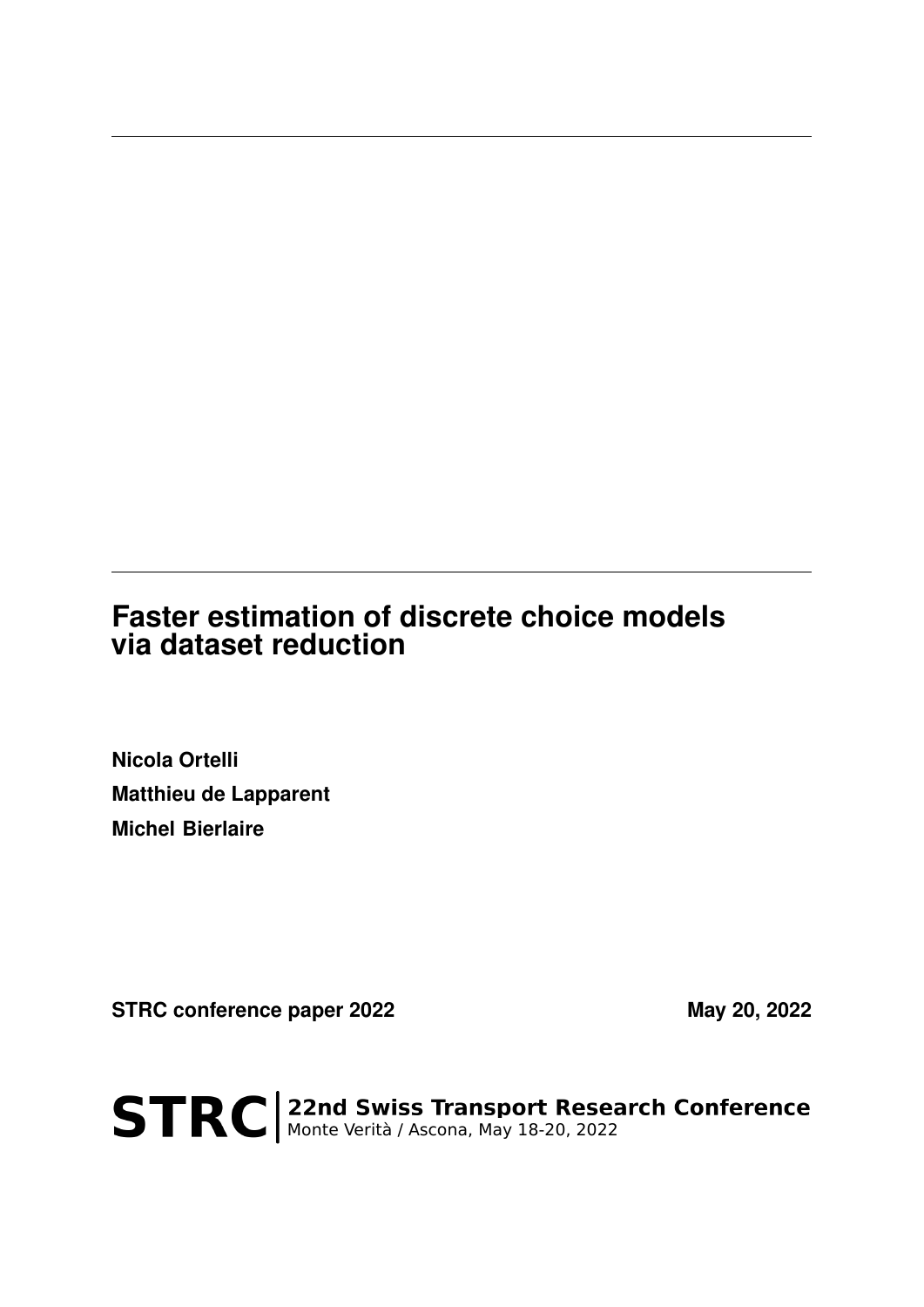# Faster estimation of discrete choice models via dataset reduction

**Nicola Ortelli**

**Matthieu de Lapparent**

**Michel Bierlaire**

**STRC conference paper 2022** **May 20, 2022**

**STRC** | **22nd Swiss Transport Research Conference**
Monte Verità / Ascona, May 18-20, 2022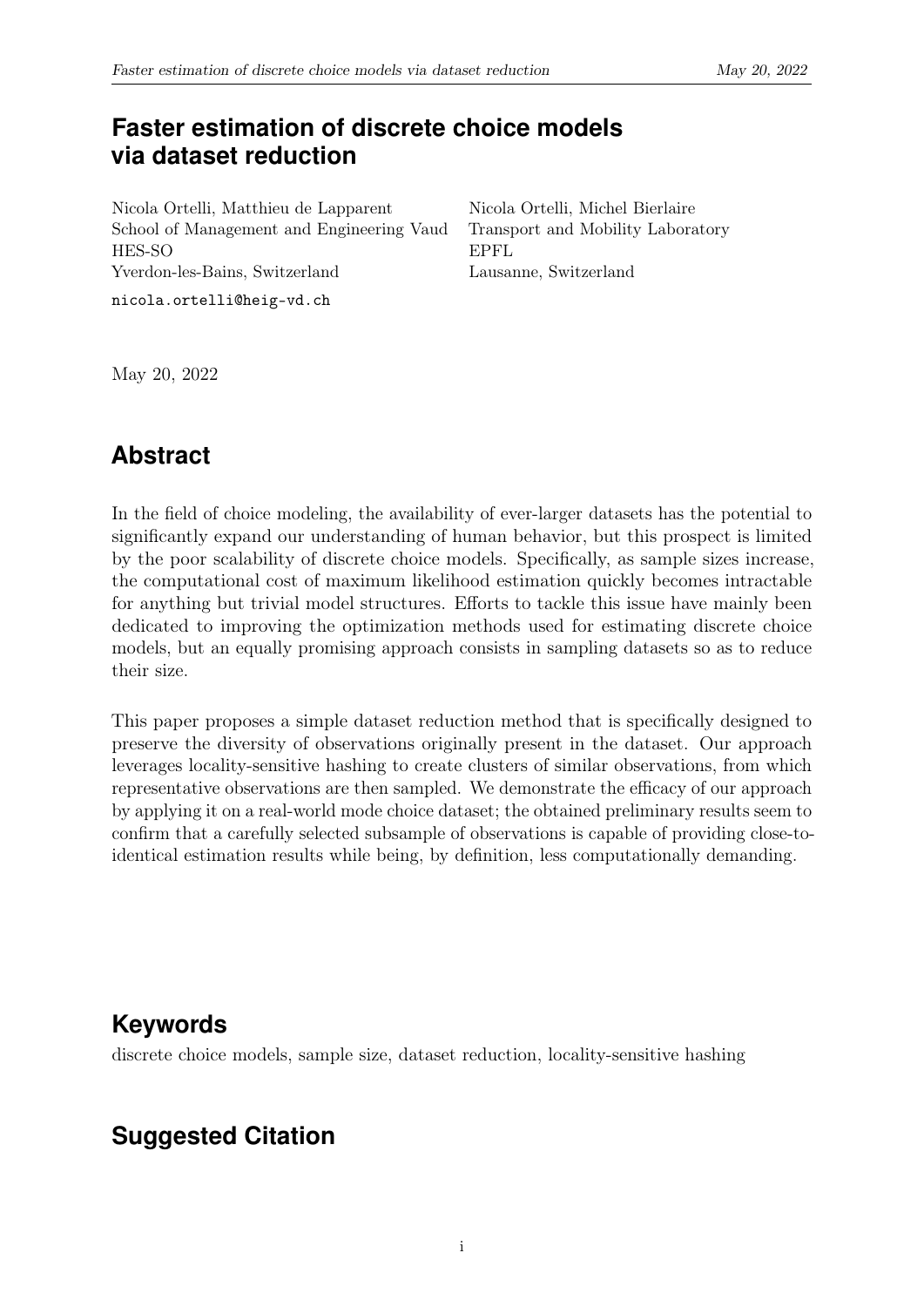# Faster estimation of discrete choice models via dataset reduction

Nicola Ortelli, Matthieu de Lapparent
School of Management and Engineering Vaud
HES-SO
Yverdon-les-Bains, Switzerland

nicola.ortelli@heig-vd.ch

Nicola Ortelli, Michel Bierlaire
Transport and Mobility Laboratory
EPFL
Lausanne, Switzerland

May 20, 2022

## Abstract

In the field of choice modeling, the availability of ever-larger datasets has the potential to significantly expand our understanding of human behavior, but this prospect is limited by the poor scalability of discrete choice models. Specifically, as sample sizes increase, the computational cost of maximum likelihood estimation quickly becomes intractable for anything but trivial model structures. Efforts to tackle this issue have mainly been dedicated to improving the optimization methods used for estimating discrete choice models, but an equally promising approach consists in sampling datasets so as to reduce their size.

This paper proposes a simple dataset reduction method that is specifically designed to preserve the diversity of observations originally present in the dataset. Our approach leverages locality-sensitive hashing to create clusters of similar observations, from which representative observations are then sampled. We demonstrate the efficacy of our approach by applying it on a real-world mode choice dataset; the obtained preliminary results seem to confirm that a carefully selected subsample of observations is capable of providing close-to-identical estimation results while being, by definition, less computationally demanding.

## Keywords

discrete choice models, sample size, dataset reduction, locality-sensitive hashing

## Suggested Citation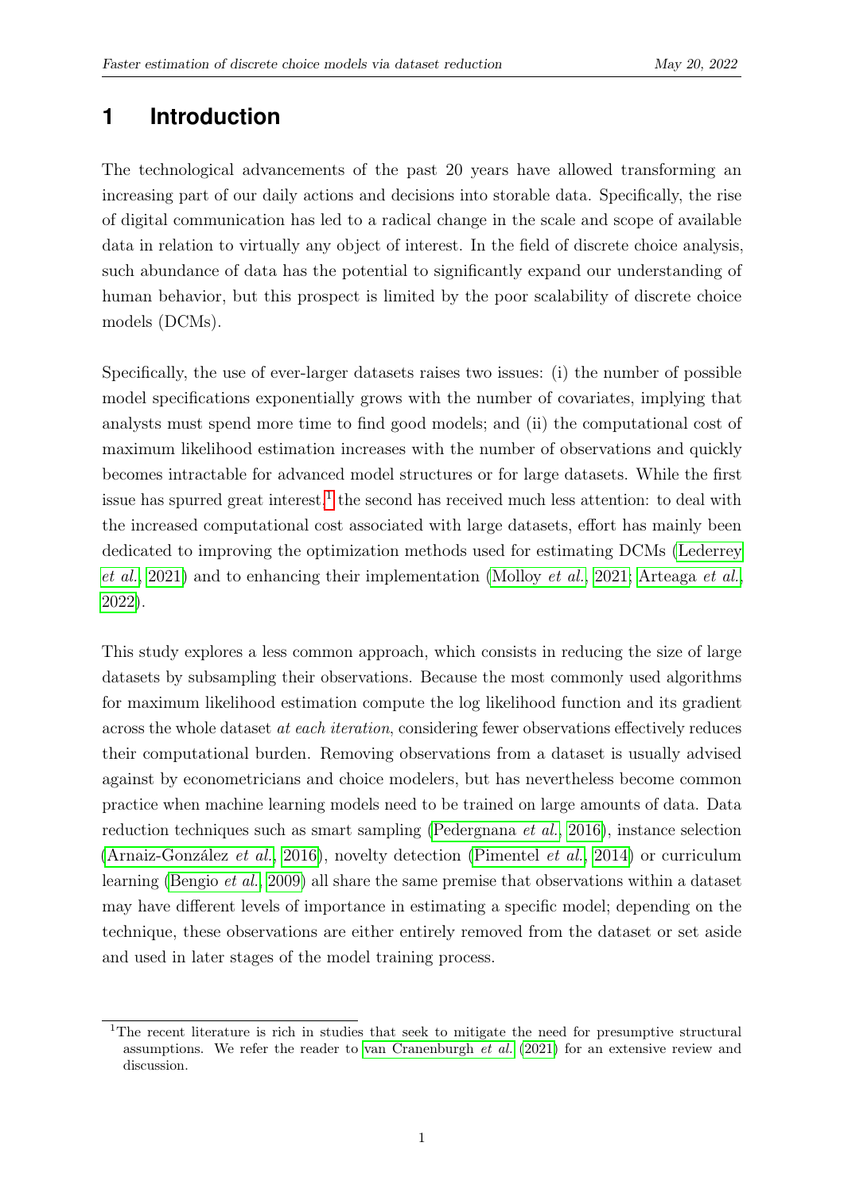# 1 Introduction

The technological advancements of the past 20 years have allowed transforming an increasing part of our daily actions and decisions into storable data. Specifically, the rise of digital communication has led to a radical change in the scale and scope of available data in relation to virtually any object of interest. In the field of discrete choice analysis, such abundance of data has the potential to significantly expand our understanding of human behavior, but this prospect is limited by the poor scalability of discrete choice models (DCMs).

Specifically, the use of ever-larger datasets raises two issues: (i) the number of possible model specifications exponentially grows with the number of covariates, implying that analysts must spend more time to find good models; and (ii) the computational cost of maximum likelihood estimation increases with the number of observations and quickly becomes intractable for advanced model structures or for large datasets. While the first issue has spurred great interest,[1] the second has received much less attention: to deal with the increased computational cost associated with large datasets, effort has mainly been dedicated to improving the optimization methods used for estimating DCMs (Lederrey *et al.*, 2021) and to enhancing their implementation (Molloy *et al.*, 2021; Arteaga *et al.*, 2022).

This study explores a less common approach, which consists in reducing the size of large datasets by subsampling their observations. Because the most commonly used algorithms for maximum likelihood estimation compute the log likelihood function and its gradient across the whole dataset *at each iteration*, considering fewer observations effectively reduces their computational burden. Removing observations from a dataset is usually advised against by econometricians and choice modelers, but has nevertheless become common practice when machine learning models need to be trained on large amounts of data. Data reduction techniques such as smart sampling (Pedergnana *et al.*, 2016), instance selection (Arnaiz-González *et al.*, 2016), novelty detection (Pimentel *et al.*, 2014) or curriculum learning (Bengio *et al.*, 2009) all share the same premise that observations within a dataset may have different levels of importance in estimating a specific model; depending on the technique, these observations are either entirely removed from the dataset or set aside and used in later stages of the model training process.

[1] The recent literature is rich in studies that seek to mitigate the need for presumptive structural assumptions. We refer the reader to van Cranenburgh *et al.* (2021) for an extensive review and discussion.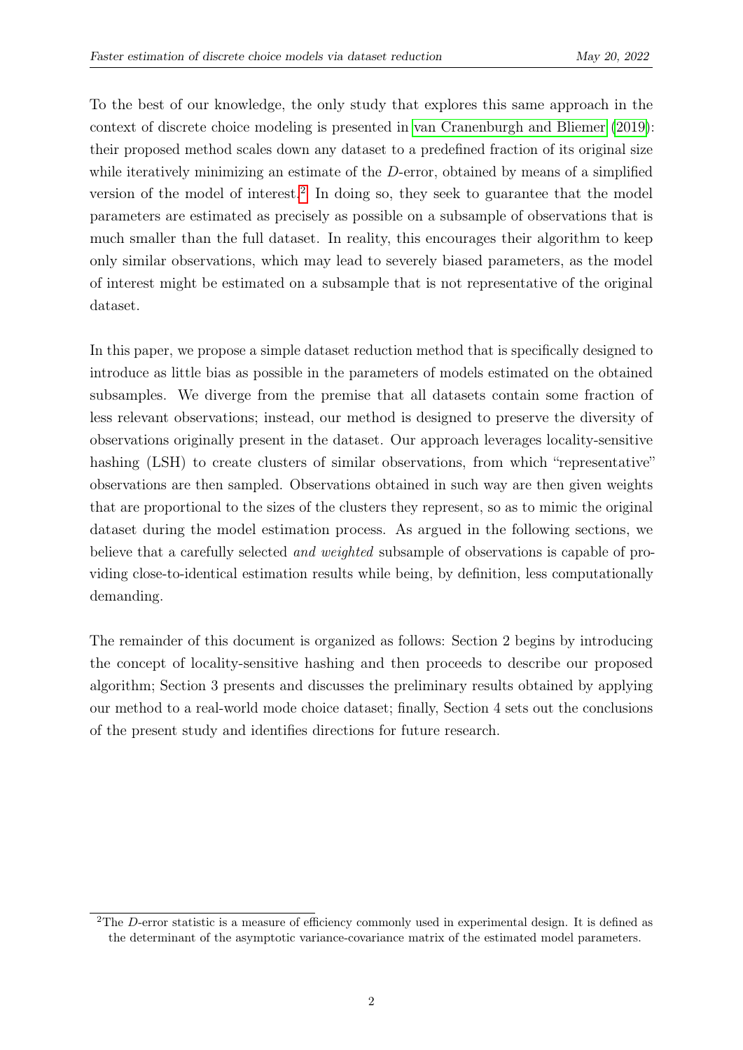To the best of our knowledge, the only study that explores this same approach in the context of discrete choice modeling is presented in van Cranenburgh and Bliemer (2019): their proposed method scales down any dataset to a predefined fraction of its original size while iteratively minimizing an estimate of the $D$-error, obtained by means of a simplified version of the model of interest.[2] In doing so, they seek to guarantee that the model parameters are estimated as precisely as possible on a subsample of observations that is much smaller than the full dataset. In reality, this encourages their algorithm to keep only similar observations, which may lead to severely biased parameters, as the model of interest might be estimated on a subsample that is not representative of the original dataset.

In this paper, we propose a simple dataset reduction method that is specifically designed to introduce as little bias as possible in the parameters of models estimated on the obtained subsamples. We diverge from the premise that all datasets contain some fraction of less relevant observations; instead, our method is designed to preserve the diversity of observations originally present in the dataset. Our approach leverages locality-sensitive hashing (LSH) to create clusters of similar observations, from which "representative" observations are then sampled. Observations obtained in such way are then given weights that are proportional to the sizes of the clusters they represent, so as to mimic the original dataset during the model estimation process. As argued in the following sections, we believe that a carefully selected *and weighted* subsample of observations is capable of providing close-to-identical estimation results while being, by definition, less computationally demanding.

The remainder of this document is organized as follows: Section 2 begins by introducing the concept of locality-sensitive hashing and then proceeds to describe our proposed algorithm; Section 3 presents and discusses the preliminary results obtained by applying our method to a real-world mode choice dataset; finally, Section 4 sets out the conclusions of the present study and identifies directions for future research.

[2] The $D$-error statistic is a measure of efficiency commonly used in experimental design. It is defined as the determinant of the asymptotic variance-covariance matrix of the estimated model parameters.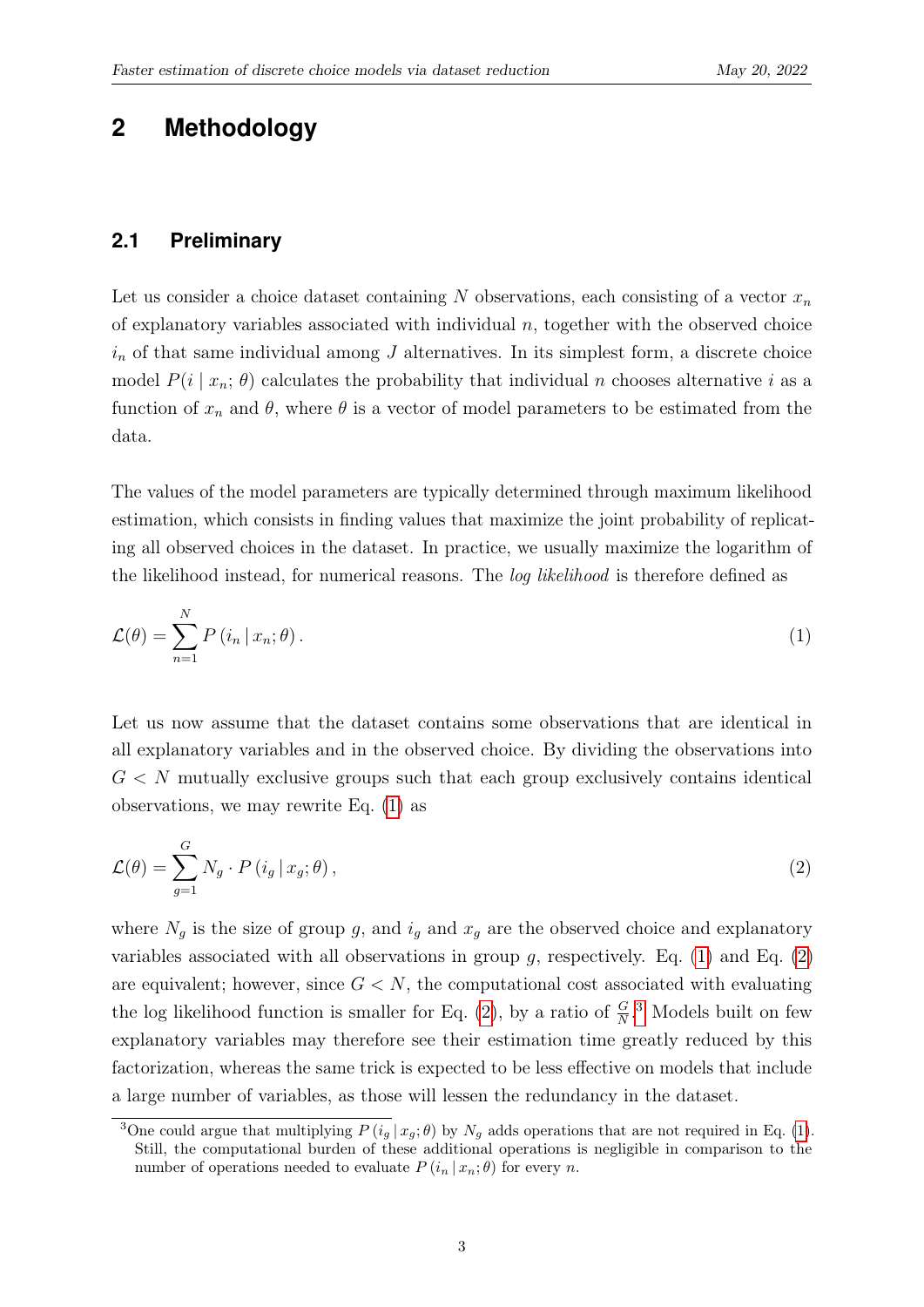# 2 Methodology

## 2.1 Preliminary

Let us consider a choice dataset containing $N$ observations, each consisting of a vector $x_n$ of explanatory variables associated with individual $n$, together with the observed choice $i_n$ of that same individual among $J$ alternatives. In its simplest form, a discrete choice model $P(i \mid x_n; \theta)$ calculates the probability that individual $n$ chooses alternative $i$ as a function of $x_n$ and $\theta$, where $\theta$ is a vector of model parameters to be estimated from the data.

The values of the model parameters are typically determined through maximum likelihood estimation, which consists in finding values that maximize the joint probability of replicating all observed choices in the dataset. In practice, we usually maximize the logarithm of the likelihood instead, for numerical reasons. The *log likelihood* is therefore defined as

$$\mathcal{L}(\theta) = \sum_{n=1}^{N} P\left(i_n \,|\, x_n; \theta\right). \tag{1}$$

Let us now assume that the dataset contains some observations that are identical in all explanatory variables and in the observed choice. By dividing the observations into $G < N$ mutually exclusive groups such that each group exclusively contains identical observations, we may rewrite Eq. (1) as

$$\mathcal{L}(\theta) = \sum_{g=1}^{G} N_g \cdot P\left(i_g \,|\, x_g; \theta\right), \tag{2}$$

where $N_g$ is the size of group $g$, and $i_g$ and $x_g$ are the observed choice and explanatory variables associated with all observations in group $g$, respectively. Eq. (1) and Eq. (2) are equivalent; however, since $G < N$, the computational cost associated with evaluating the log likelihood function is smaller for Eq. (2), by a ratio of $\frac{G}{N}$.[3] Models built on few explanatory variables may therefore see their estimation time greatly reduced by this factorization, whereas the same trick is expected to be less effective on models that include a large number of variables, as those will lessen the redundancy in the dataset.

[3] One could argue that multiplying $P\left(i_g \,|\, x_g; \theta\right)$ by $N_g$ adds operations that are not required in Eq. (1). Still, the computational burden of these additional operations is negligible in comparison to the number of operations needed to evaluate $P\left(i_n \,|\, x_n; \theta\right)$ for every $n$.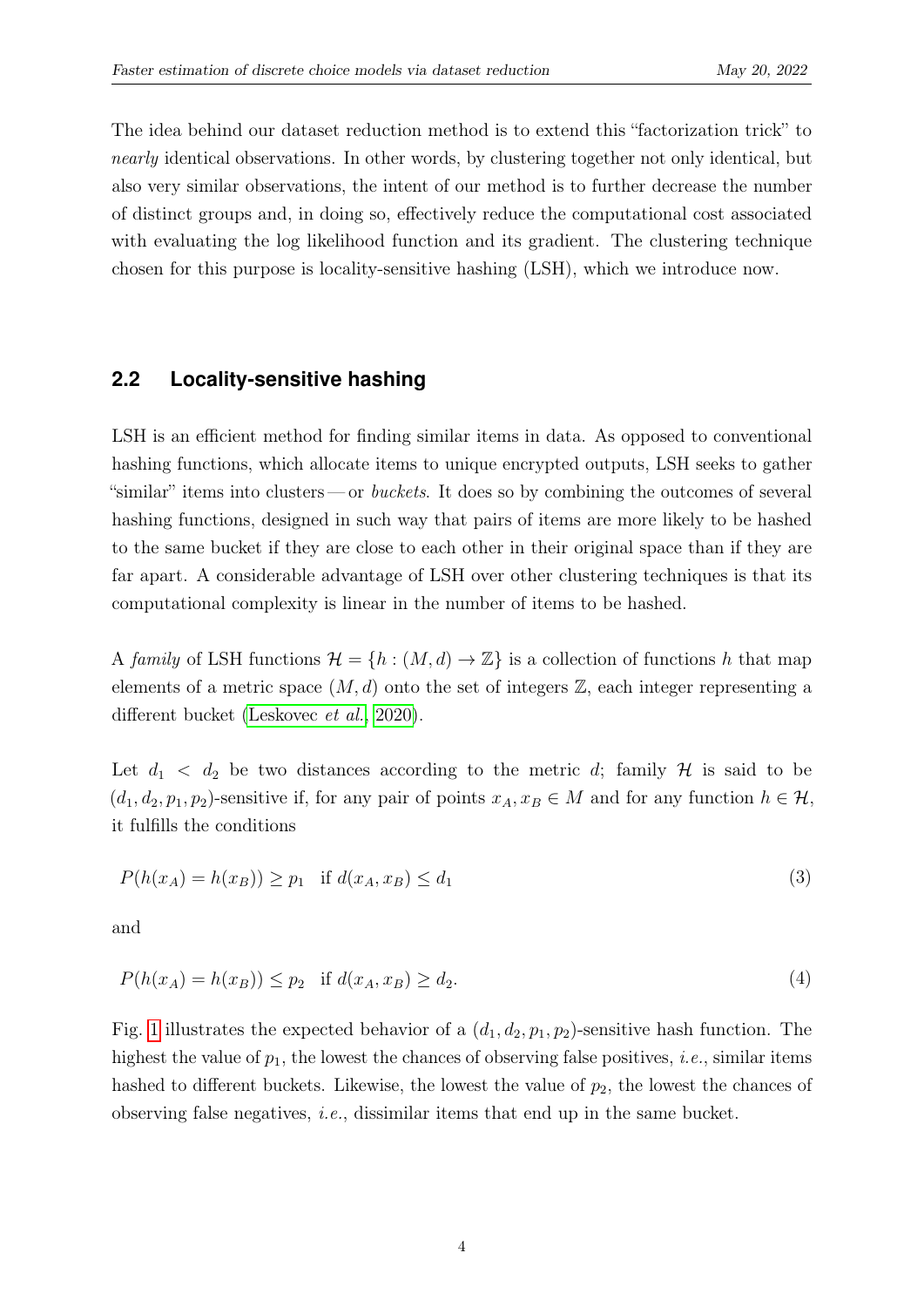The idea behind our dataset reduction method is to extend this "factorization trick" to *nearly* identical observations. In other words, by clustering together not only identical, but also very similar observations, the intent of our method is to further decrease the number of distinct groups and, in doing so, effectively reduce the computational cost associated with evaluating the log likelihood function and its gradient. The clustering technique chosen for this purpose is locality-sensitive hashing (LSH), which we introduce now.

## 2.2 Locality-sensitive hashing

LSH is an efficient method for finding similar items in data. As opposed to conventional hashing functions, which allocate items to unique encrypted outputs, LSH seeks to gather "similar" items into clusters — or *buckets*. It does so by combining the outcomes of several hashing functions, designed in such way that pairs of items are more likely to be hashed to the same bucket if they are close to each other in their original space than if they are far apart. A considerable advantage of LSH over other clustering techniques is that its computational complexity is linear in the number of items to be hashed.

A *family* of LSH functions $\mathcal{H} = \{h : (M, d) \to \mathbb{Z}\}$ is a collection of functions $h$ that map elements of a metric space $(M, d)$ onto the set of integers $\mathbb{Z}$, each integer representing a different bucket (Leskovec *et al.*, 2020).

Let $d_1 < d_2$ be two distances according to the metric $d$; family $\mathcal{H}$ is said to be $(d_1, d_2, p_1, p_2)$-sensitive if, for any pair of points $x_A, x_B \in M$ and for any function $h \in \mathcal{H}$, it fulfills the conditions

$$P(h(x_A) = h(x_B)) \geq p_1 \quad \text{if } d(x_A, x_B) \leq d_1 \tag{3}$$

and

$$P(h(x_A) = h(x_B)) \leq p_2 \quad \text{if } d(x_A, x_B) \geq d_2. \tag{4}$$

Fig. 1 illustrates the expected behavior of a $(d_1, d_2, p_1, p_2)$-sensitive hash function. The highest the value of $p_1$, the lowest the chances of observing false positives, *i.e.*, similar items hashed to different buckets. Likewise, the lowest the value of $p_2$, the lowest the chances of observing false negatives, *i.e.*, dissimilar items that end up in the same bucket.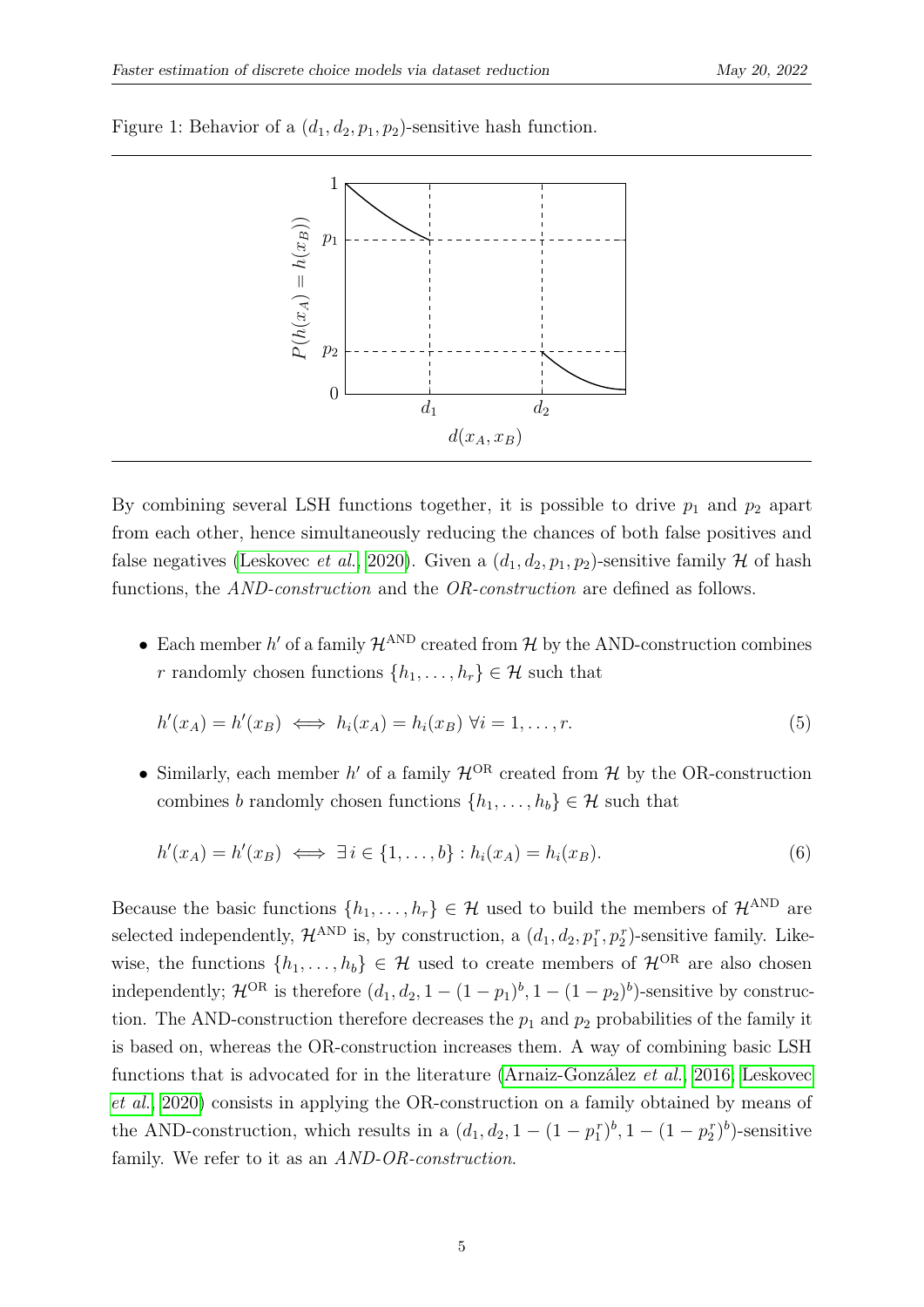Figure 1: Behavior of a $(d_1, d_2, p_1, p_2)$-sensitive hash function.

By combining several LSH functions together, it is possible to drive $p_1$ and $p_2$ apart from each other, hence simultaneously reducing the chances of both false positives and false negatives (Leskovec *et al.*, 2020). Given a $(d_1, d_2, p_1, p_2)$-sensitive family $\mathcal{H}$ of hash functions, the *AND-construction* and the *OR-construction* are defined as follows.

- Each member $h'$ of a family $\mathcal{H}^{\text{AND}}$ created from $\mathcal{H}$ by the AND-construction combines $r$ randomly chosen functions $\{h_1, \ldots, h_r\} \in \mathcal{H}$ such that

$$h'(x_A) = h'(x_B) \iff h_i(x_A) = h_i(x_B) \; \forall i = 1, \ldots, r. \tag{5}$$

- Similarly, each member $h'$ of a family $\mathcal{H}^{\text{OR}}$ created from $\mathcal{H}$ by the OR-construction combines $b$ randomly chosen functions $\{h_1, \ldots, h_b\} \in \mathcal{H}$ such that

$$h'(x_A) = h'(x_B) \iff \exists\, i \in \{1, \ldots, b\} : h_i(x_A) = h_i(x_B). \tag{6}$$

Because the basic functions $\{h_1, \ldots, h_r\} \in \mathcal{H}$ used to build the members of $\mathcal{H}^{\text{AND}}$ are selected independently, $\mathcal{H}^{\text{AND}}$ is, by construction, a $(d_1, d_2, p_1^r, p_2^r)$-sensitive family. Likewise, the functions $\{h_1, \ldots, h_b\} \in \mathcal{H}$ used to create members of $\mathcal{H}^{\text{OR}}$ are also chosen independently; $\mathcal{H}^{\text{OR}}$ is therefore $(d_1, d_2, 1 - (1 - p_1)^b, 1 - (1 - p_2)^b)$-sensitive by construction. The AND-construction therefore decreases the $p_1$ and $p_2$ probabilities of the family it is based on, whereas the OR-construction increases them. A way of combining basic LSH functions that is advocated for in the literature (Arnaiz-González *et al.*, 2016; Leskovec *et al.*, 2020) consists in applying the OR-construction on a family obtained by means of the AND-construction, which results in a $(d_1, d_2, 1 - (1 - p_1^r)^b, 1 - (1 - p_2^r)^b)$-sensitive family. We refer to it as an *AND-OR-construction*.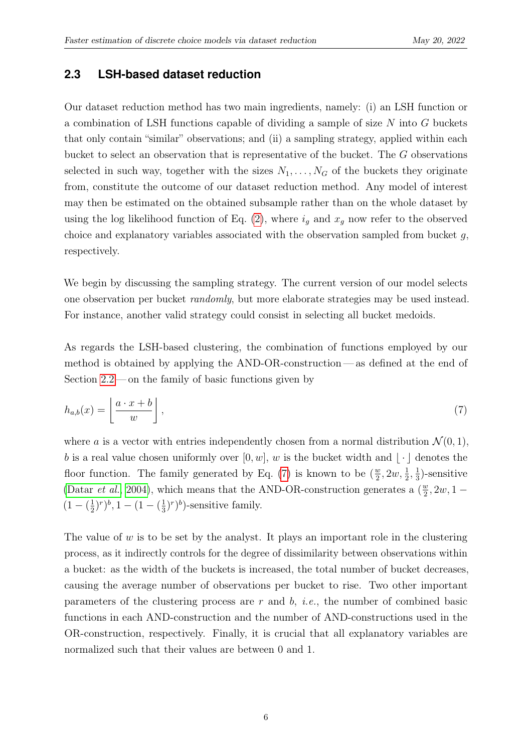### 2.3 LSH-based dataset reduction

Our dataset reduction method has two main ingredients, namely: (i) an LSH function or a combination of LSH functions capable of dividing a sample of size $N$ into $G$ buckets that only contain "similar" observations; and (ii) a sampling strategy, applied within each bucket to select an observation that is representative of the bucket. The $G$ observations selected in such way, together with the sizes $N_1, \ldots, N_G$ of the buckets they originate from, constitute the outcome of our dataset reduction method. Any model of interest may then be estimated on the obtained subsample rather than on the whole dataset by using the log likelihood function of Eq. (2), where $i_g$ and $x_g$ now refer to the observed choice and explanatory variables associated with the observation sampled from bucket $g$, respectively.

We begin by discussing the sampling strategy. The current version of our model selects one observation per bucket *randomly*, but more elaborate strategies may be used instead. For instance, another valid strategy could consist in selecting all bucket medoids.

As regards the LSH-based clustering, the combination of functions employed by our method is obtained by applying the AND-OR-construction — as defined at the end of Section 2.2 — on the family of basic functions given by

$$h_{a,b}(x) = \left\lfloor \frac{a \cdot x + b}{w} \right\rfloor, \tag{7}$$

where $a$ is a vector with entries independently chosen from a normal distribution $\mathcal{N}(0, 1)$, $b$ is a real value chosen uniformly over $[0, w]$, $w$ is the bucket width and $\lfloor \cdot \rfloor$ denotes the floor function. The family generated by Eq. (7) is known to be $(\frac{w}{2}, 2w, \frac{1}{2}, \frac{1}{3})$-sensitive (Datar *et al.*, 2004), which means that the AND-OR-construction generates a $(\frac{w}{2}, 2w, 1 - (1 - (\frac{1}{2})^r)^b, 1 - (1 - (\frac{1}{3})^r)^b)$-sensitive family.

The value of $w$ is to be set by the analyst. It plays an important role in the clustering process, as it indirectly controls for the degree of dissimilarity between observations within a bucket: as the width of the buckets is increased, the total number of bucket decreases, causing the average number of observations per bucket to rise. Two other important parameters of the clustering process are $r$ and $b$, *i.e.*, the number of combined basic functions in each AND-construction and the number of AND-constructions used in the OR-construction, respectively. Finally, it is crucial that all explanatory variables are normalized such that their values are between 0 and 1.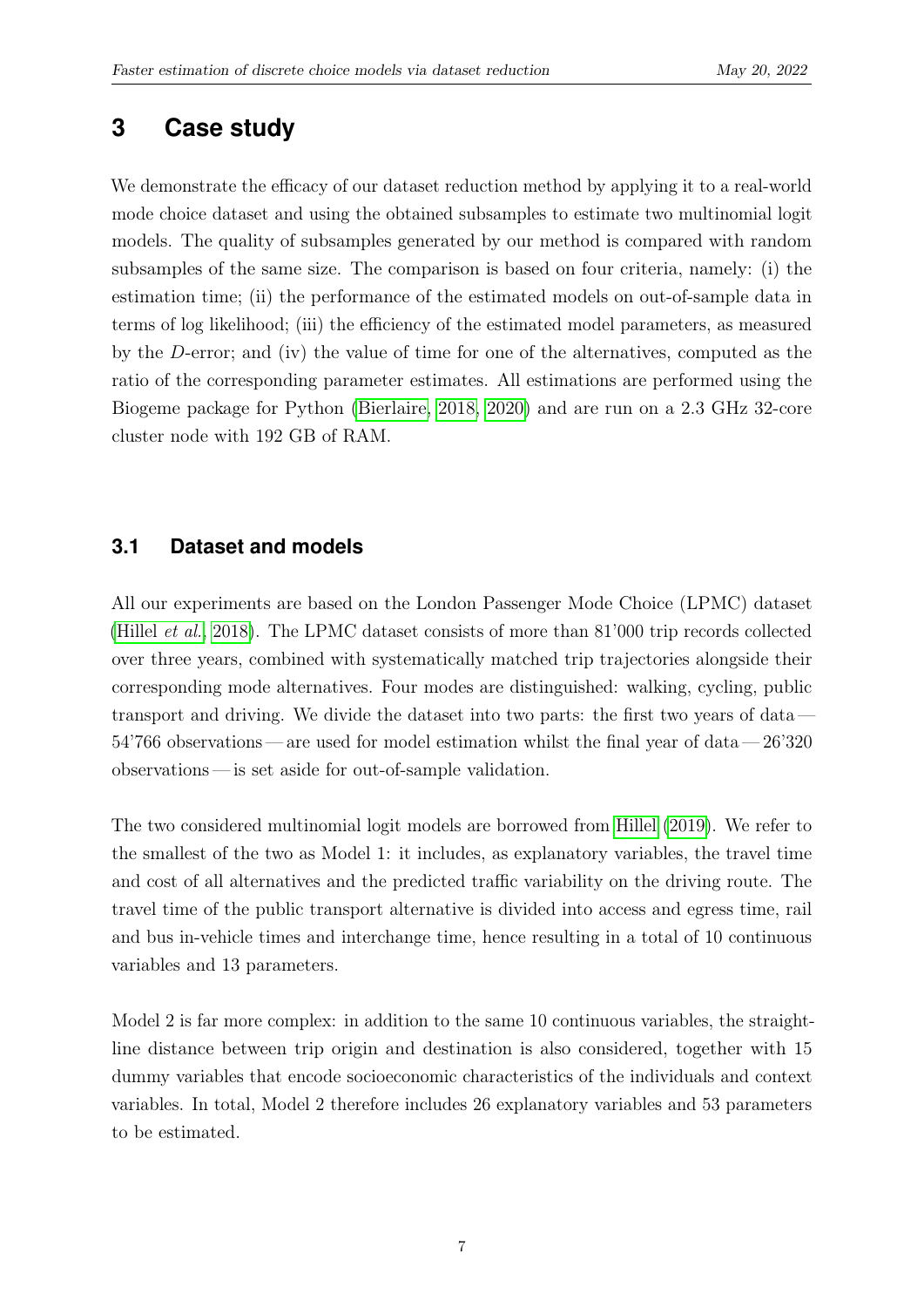# 3 Case study

We demonstrate the efficacy of our dataset reduction method by applying it to a real-world mode choice dataset and using the obtained subsamples to estimate two multinomial logit models. The quality of subsamples generated by our method is compared with random subsamples of the same size. The comparison is based on four criteria, namely: (i) the estimation time; (ii) the performance of the estimated models on out-of-sample data in terms of log likelihood; (iii) the efficiency of the estimated model parameters, as measured by the $D$-error; and (iv) the value of time for one of the alternatives, computed as the ratio of the corresponding parameter estimates. All estimations are performed using the Biogeme package for Python (Bierlaire, 2018, 2020) and are run on a 2.3 GHz 32-core cluster node with 192 GB of RAM.

## 3.1 Dataset and models

All our experiments are based on the London Passenger Mode Choice (LPMC) dataset (Hillel *et al.*, 2018). The LPMC dataset consists of more than 81'000 trip records collected over three years, combined with systematically matched trip trajectories alongside their corresponding mode alternatives. Four modes are distinguished: walking, cycling, public transport and driving. We divide the dataset into two parts: the first two years of data — 54'766 observations — are used for model estimation whilst the final year of data — 26'320 observations — is set aside for out-of-sample validation.

The two considered multinomial logit models are borrowed from Hillel (2019). We refer to the smallest of the two as Model 1: it includes, as explanatory variables, the travel time and cost of all alternatives and the predicted traffic variability on the driving route. The travel time of the public transport alternative is divided into access and egress time, rail and bus in-vehicle times and interchange time, hence resulting in a total of 10 continuous variables and 13 parameters.

Model 2 is far more complex: in addition to the same 10 continuous variables, the straight-line distance between trip origin and destination is also considered, together with 15 dummy variables that encode socioeconomic characteristics of the individuals and context variables. In total, Model 2 therefore includes 26 explanatory variables and 53 parameters to be estimated.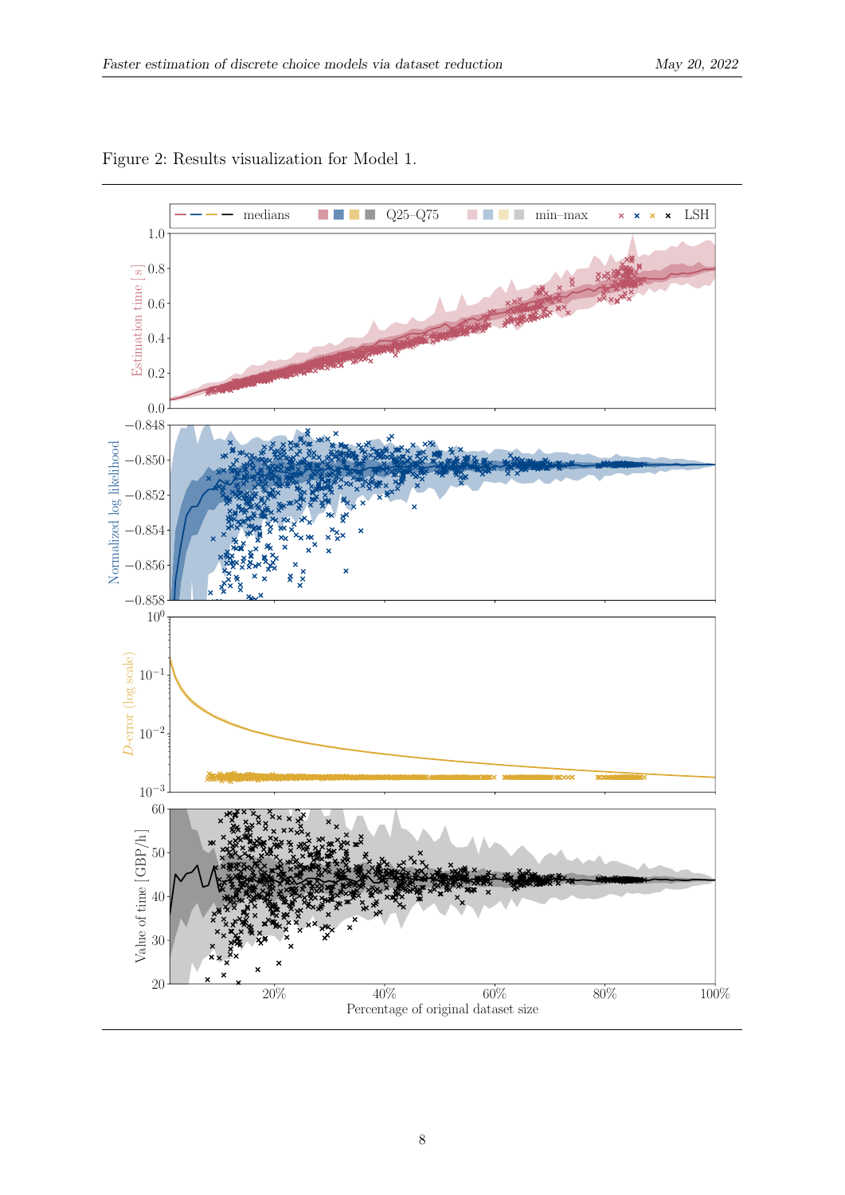Figure 2: Results visualization for Model 1.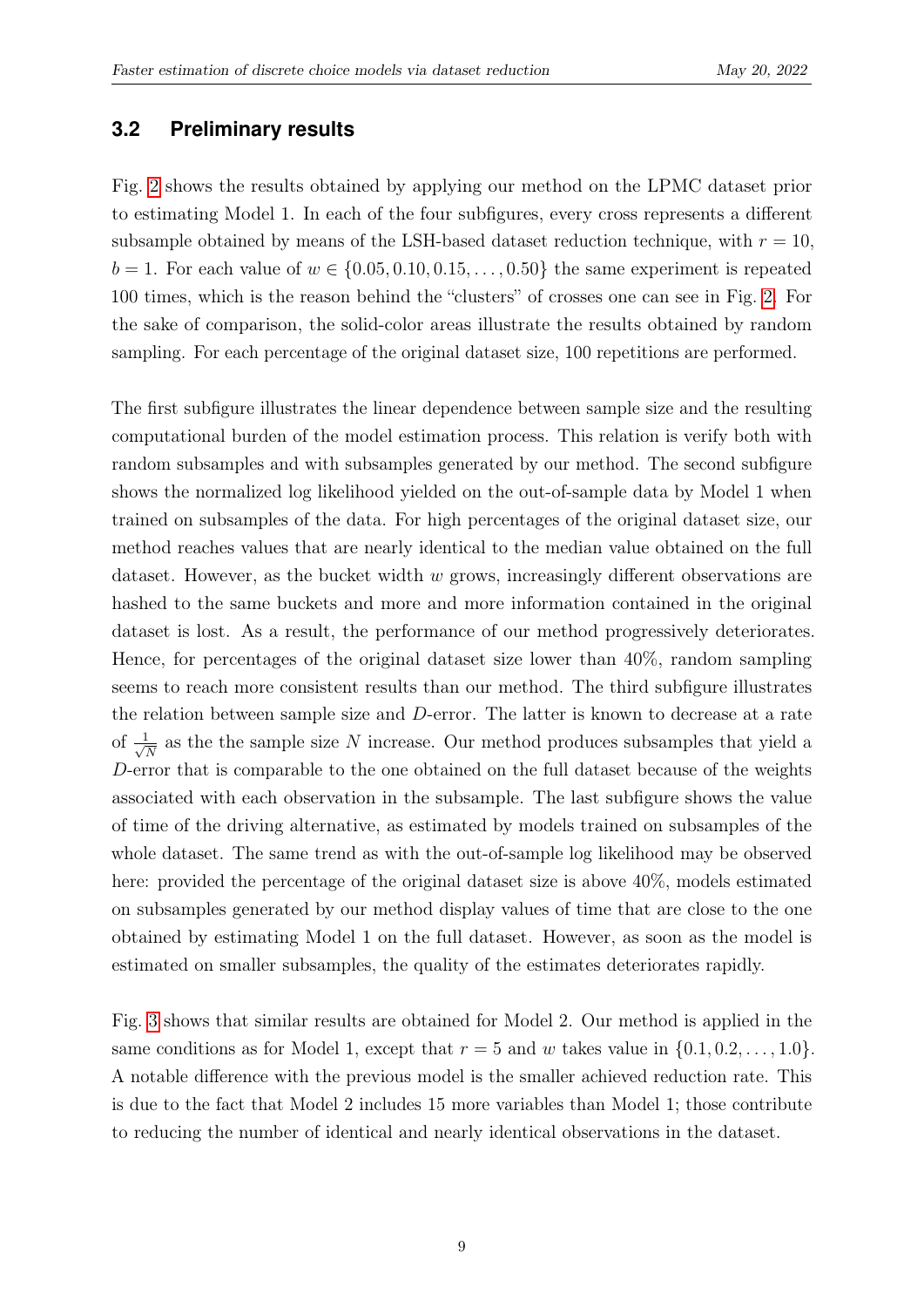### 3.2 Preliminary results

Fig. 2 shows the results obtained by applying our method on the LPMC dataset prior to estimating Model 1. In each of the four subfigures, every cross represents a different subsample obtained by means of the LSH-based dataset reduction technique, with $r = 10$, $b = 1$. For each value of $w \in \{0.05, 0.10, 0.15, \ldots, 0.50\}$ the same experiment is repeated 100 times, which is the reason behind the "clusters" of crosses one can see in Fig. 2. For the sake of comparison, the solid-color areas illustrate the results obtained by random sampling. For each percentage of the original dataset size, 100 repetitions are performed.

The first subfigure illustrates the linear dependence between sample size and the resulting computational burden of the model estimation process. This relation is verify both with random subsamples and with subsamples generated by our method. The second subfigure shows the normalized log likelihood yielded on the out-of-sample data by Model 1 when trained on subsamples of the data. For high percentages of the original dataset size, our method reaches values that are nearly identical to the median value obtained on the full dataset. However, as the bucket width $w$ grows, increasingly different observations are hashed to the same buckets and more and more information contained in the original dataset is lost. As a result, the performance of our method progressively deteriorates. Hence, for percentages of the original dataset size lower than 40%, random sampling seems to reach more consistent results than our method. The third subfigure illustrates the relation between sample size and $D$-error. The latter is known to decrease at a rate of $\frac{1}{\sqrt{N}}$ as the the sample size $N$ increase. Our method produces subsamples that yield a $D$-error that is comparable to the one obtained on the full dataset because of the weights associated with each observation in the subsample. The last subfigure shows the value of time of the driving alternative, as estimated by models trained on subsamples of the whole dataset. The same trend as with the out-of-sample log likelihood may be observed here: provided the percentage of the original dataset size is above 40%, models estimated on subsamples generated by our method display values of time that are close to the one obtained by estimating Model 1 on the full dataset. However, as soon as the model is estimated on smaller subsamples, the quality of the estimates deteriorates rapidly.

Fig. 3 shows that similar results are obtained for Model 2. Our method is applied in the same conditions as for Model 1, except that $r = 5$ and $w$ takes value in $\{0.1, 0.2, \ldots, 1.0\}$. A notable difference with the previous model is the smaller achieved reduction rate. This is due to the fact that Model 2 includes 15 more variables than Model 1; those contribute to reducing the number of identical and nearly identical observations in the dataset.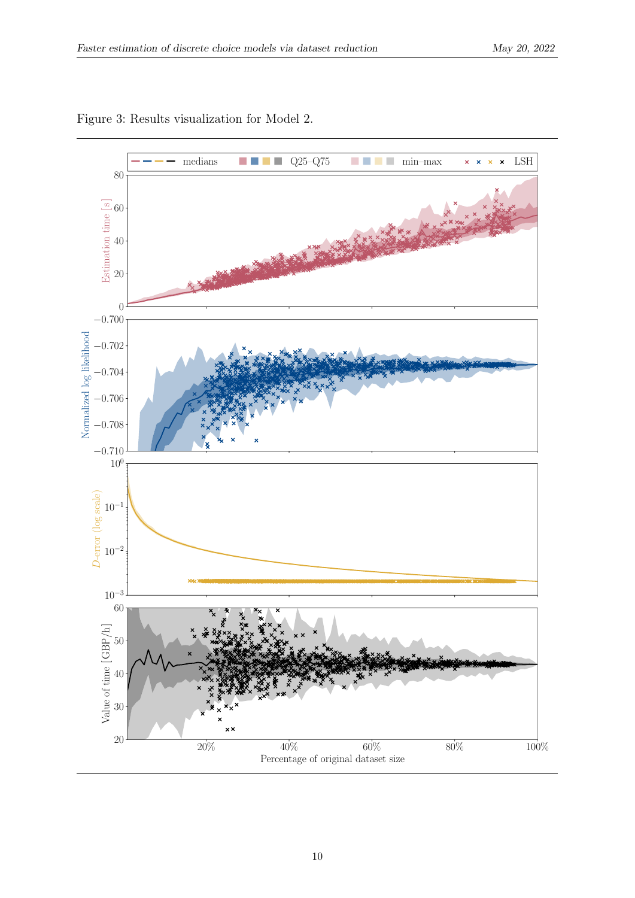Figure 3: Results visualization for Model 2.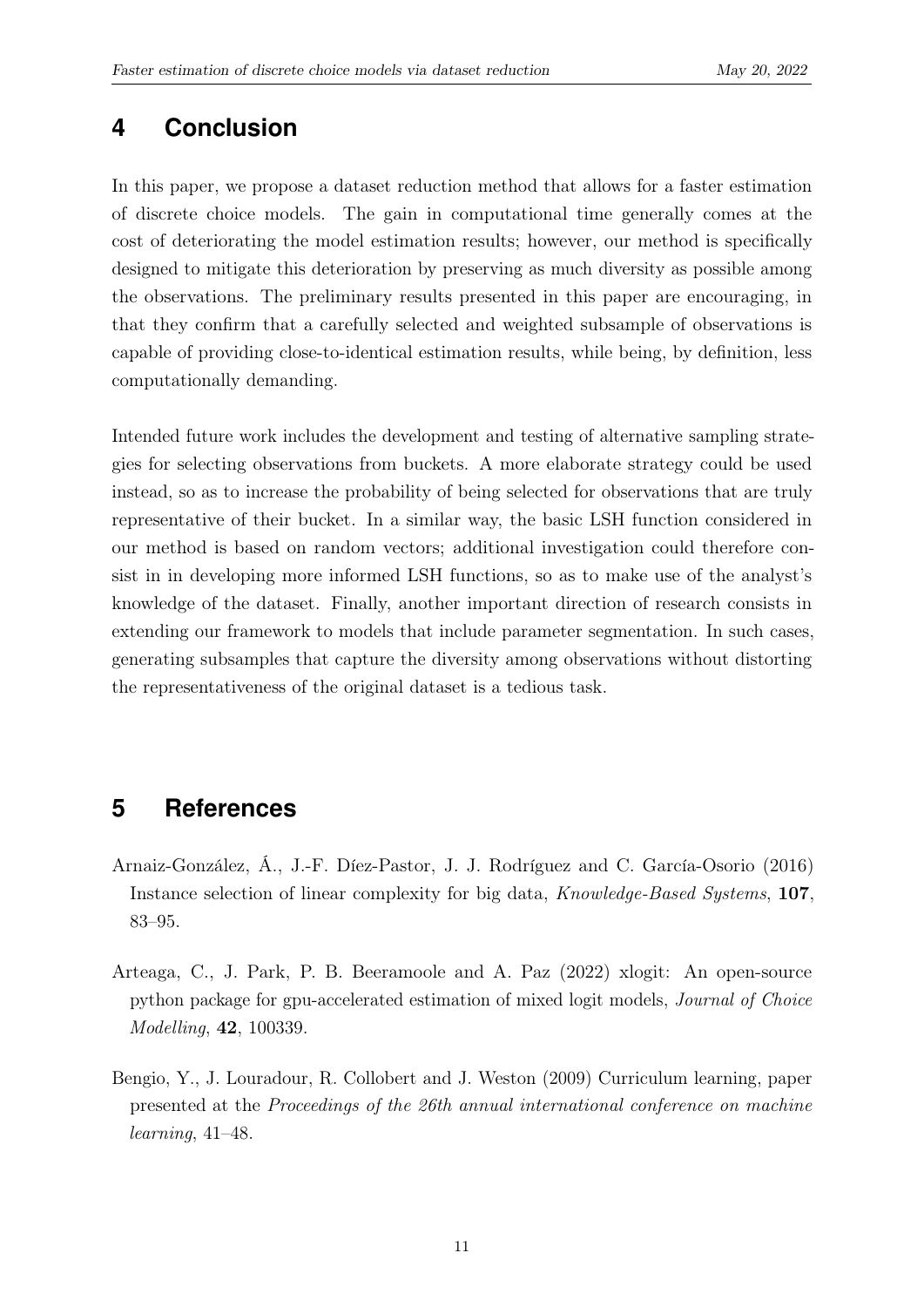## 4 Conclusion

In this paper, we propose a dataset reduction method that allows for a faster estimation of discrete choice models. The gain in computational time generally comes at the cost of deteriorating the model estimation results; however, our method is specifically designed to mitigate this deterioration by preserving as much diversity as possible among the observations. The preliminary results presented in this paper are encouraging, in that they confirm that a carefully selected and weighted subsample of observations is capable of providing close-to-identical estimation results, while being, by definition, less computationally demanding.

Intended future work includes the development and testing of alternative sampling strategies for selecting observations from buckets. A more elaborate strategy could be used instead, so as to increase the probability of being selected for observations that are truly representative of their bucket. In a similar way, the basic LSH function considered in our method is based on random vectors; additional investigation could therefore consist in in developing more informed LSH functions, so as to make use of the analyst's knowledge of the dataset. Finally, another important direction of research consists in extending our framework to models that include parameter segmentation. In such cases, generating subsamples that capture the diversity among observations without distorting the representativeness of the original dataset is a tedious task.

## 5 References

Arnaiz-González, Á., J.-F. Díez-Pastor, J. J. Rodríguez and C. García-Osorio (2016) Instance selection of linear complexity for big data, *Knowledge-Based Systems*, **107**, 83–95.

Arteaga, C., J. Park, P. B. Beeramoole and A. Paz (2022) xlogit: An open-source python package for gpu-accelerated estimation of mixed logit models, *Journal of Choice Modelling*, **42**, 100339.

Bengio, Y., J. Louradour, R. Collobert and J. Weston (2009) Curriculum learning, paper presented at the *Proceedings of the 26th annual international conference on machine learning*, 41–48.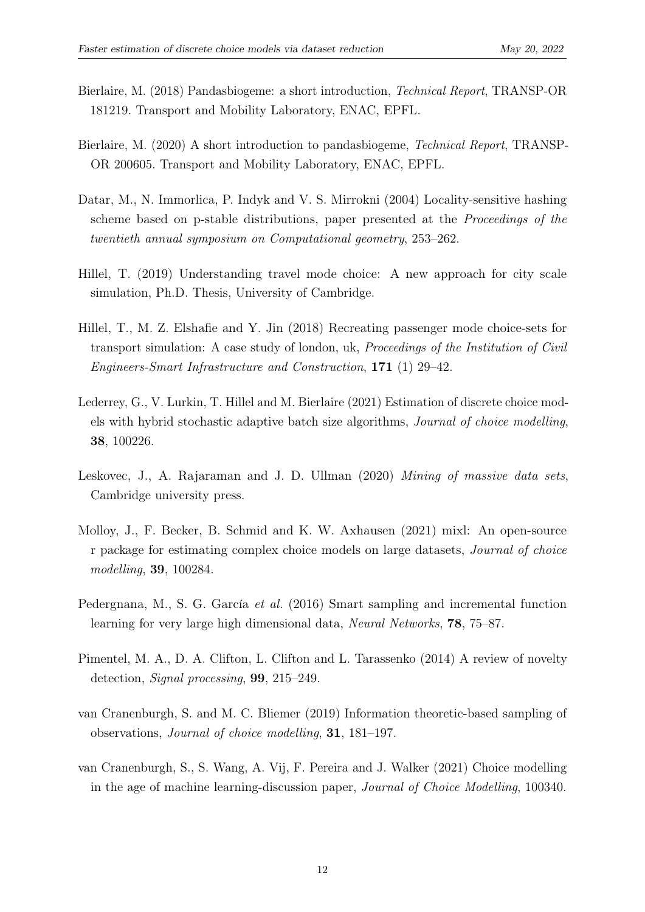Bierlaire, M. (2018) Pandasbiogeme: a short introduction, *Technical Report*, TRANSP-OR 181219. Transport and Mobility Laboratory, ENAC, EPFL.

Bierlaire, M. (2020) A short introduction to pandasbiogeme, *Technical Report*, TRANSP-OR 200605. Transport and Mobility Laboratory, ENAC, EPFL.

Datar, M., N. Immorlica, P. Indyk and V. S. Mirrokni (2004) Locality-sensitive hashing scheme based on p-stable distributions, paper presented at the *Proceedings of the twentieth annual symposium on Computational geometry*, 253–262.

Hillel, T. (2019) Understanding travel mode choice: A new approach for city scale simulation, Ph.D. Thesis, University of Cambridge.

Hillel, T., M. Z. Elshafie and Y. Jin (2018) Recreating passenger mode choice-sets for transport simulation: A case study of london, uk, *Proceedings of the Institution of Civil Engineers-Smart Infrastructure and Construction*, **171** (1) 29–42.

Lederrey, G., V. Lurkin, T. Hillel and M. Bierlaire (2021) Estimation of discrete choice models with hybrid stochastic adaptive batch size algorithms, *Journal of choice modelling*, **38**, 100226.

Leskovec, J., A. Rajaraman and J. D. Ullman (2020) *Mining of massive data sets*, Cambridge university press.

Molloy, J., F. Becker, B. Schmid and K. W. Axhausen (2021) mixl: An open-source r package for estimating complex choice models on large datasets, *Journal of choice modelling*, **39**, 100284.

Pedergnana, M., S. G. García *et al.* (2016) Smart sampling and incremental function learning for very large high dimensional data, *Neural Networks*, **78**, 75–87.

Pimentel, M. A., D. A. Clifton, L. Clifton and L. Tarassenko (2014) A review of novelty detection, *Signal processing*, **99**, 215–249.

van Cranenburgh, S. and M. C. Bliemer (2019) Information theoretic-based sampling of observations, *Journal of choice modelling*, **31**, 181–197.

van Cranenburgh, S., S. Wang, A. Vij, F. Pereira and J. Walker (2021) Choice modelling in the age of machine learning-discussion paper, *Journal of Choice Modelling*, 100340.